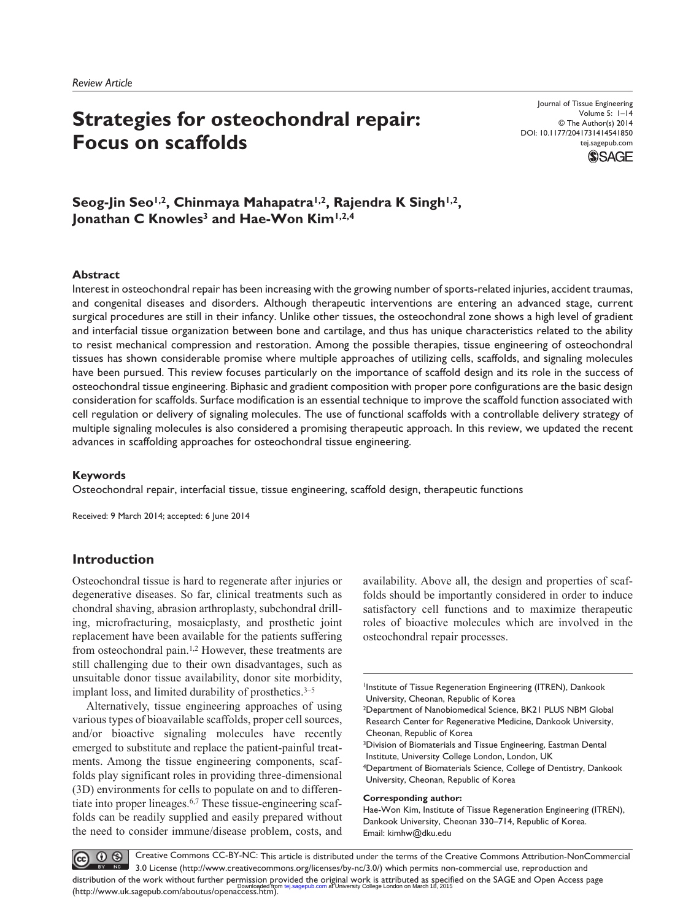*Review Article*

# Strategies for osteochondral repair: Focus on scaffolds

**Seog-Jin Seo[1,2], Chinmaya Mahapatra[1,2], Rajendra K Singh[1,2], Jonathan C Knowles[3] and Hae-Won Kim[1,2,4]**

## Abstract

Interest in osteochondral repair has been increasing with the growing number of sports-related injuries, accident traumas, and congenital diseases and disorders. Although therapeutic interventions are entering an advanced stage, current surgical procedures are still in their infancy. Unlike other tissues, the osteochondral zone shows a high level of gradient and interfacial tissue organization between bone and cartilage, and thus has unique characteristics related to the ability to resist mechanical compression and restoration. Among the possible therapies, tissue engineering of osteochondral tissues has shown considerable promise where multiple approaches of utilizing cells, scaffolds, and signaling molecules have been pursued. This review focuses particularly on the importance of scaffold design and its role in the success of osteochondral tissue engineering. Biphasic and gradient composition with proper pore configurations are the basic design consideration for scaffolds. Surface modification is an essential technique to improve the scaffold function associated with cell regulation or delivery of signaling molecules. The use of functional scaffolds with a controllable delivery strategy of multiple signaling molecules is also considered a promising therapeutic approach. In this review, we updated the recent advances in scaffolding approaches for osteochondral tissue engineering.

## Keywords

Osteochondral repair, interfacial tissue, tissue engineering, scaffold design, therapeutic functions

Received: 9 March 2014; accepted: 6 June 2014

## Introduction

Osteochondral tissue is hard to regenerate after injuries or degenerative diseases. So far, clinical treatments such as chondral shaving, abrasion arthroplasty, subchondral drilling, microfracturing, mosaicplasty, and prosthetic joint replacement have been available for the patients suffering from osteochondral pain.[1,2] However, these treatments are still challenging due to their own disadvantages, such as unsuitable donor tissue availability, donor site morbidity, implant loss, and limited durability of prosthetics.[3–5]

Alternatively, tissue engineering approaches of using various types of bioavailable scaffolds, proper cell sources, and/or bioactive signaling molecules have recently emerged to substitute and replace the patient-painful treatments. Among the tissue engineering components, scaffolds play significant roles in providing three-dimensional (3D) environments for cells to populate on and to differentiate into proper lineages.[6,7] These tissue-engineering scaffolds can be readily supplied and easily prepared without the need to consider immune/disease problem, costs, and availability. Above all, the design and properties of scaffolds should be importantly considered in order to induce satisfactory cell functions and to maximize therapeutic roles of bioactive molecules which are involved in the osteochondral repair processes.

[1]Institute of Tissue Regeneration Engineering (ITREN), Dankook University, Cheonan, Republic of Korea
[2]Department of Nanobiomedical Science, BK21 PLUS NBM Global Research Center for Regenerative Medicine, Dankook University, Cheonan, Republic of Korea
[3]Division of Biomaterials and Tissue Engineering, Eastman Dental Institute, University College London, London, UK
[4]Department of Biomaterials Science, College of Dentistry, Dankook University, Cheonan, Republic of Korea

**Corresponding author:**
Hae-Won Kim, Institute of Tissue Regeneration Engineering (ITREN), Dankook University, Cheonan 330–714, Republic of Korea.
Email: kimhw@dku.edu

Creative Commons CC-BY-NC: This article is distributed under the terms of the Creative Commons Attribution-NonCommercial 3.0 License (http://www.creativecommons.org/licenses/by-nc/3.0/) which permits non-commercial use, reproduction and distribution of the work without further permission provided the original work is attributed as specified on the SAGE and Open Access page (http://www.uk.sagepub.com/aboutus/openaccess.htm).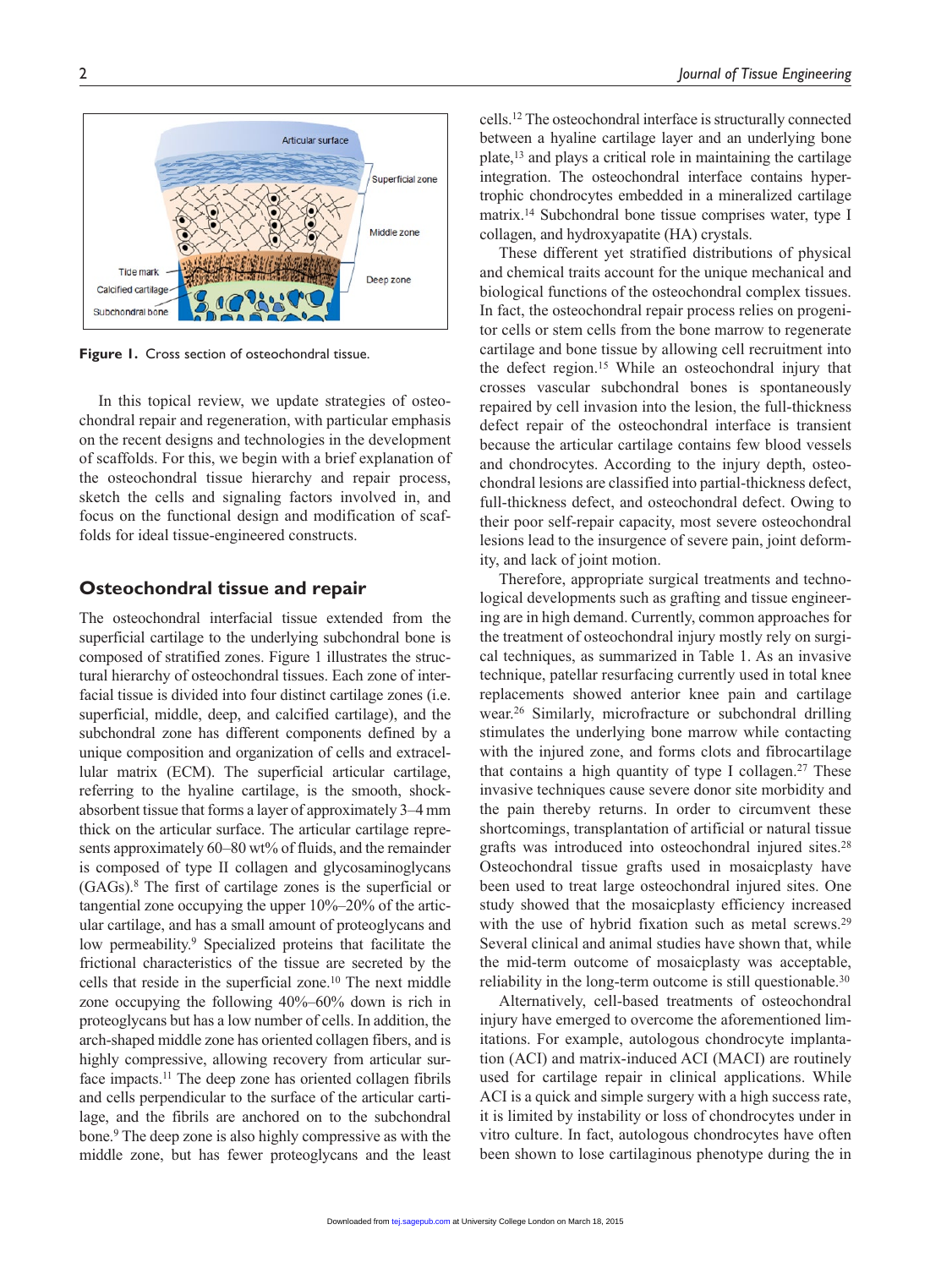Figure 1. Cross section of osteochondral tissue.

In this topical review, we update strategies of osteochondral repair and regeneration, with particular emphasis on the recent designs and technologies in the development of scaffolds. For this, we begin with a brief explanation of the osteochondral tissue hierarchy and repair process, sketch the cells and signaling factors involved in, and focus on the functional design and modification of scaffolds for ideal tissue-engineered constructs.

## Osteochondral tissue and repair

The osteochondral interfacial tissue extended from the superficial cartilage to the underlying subchondral bone is composed of stratified zones. Figure 1 illustrates the structural hierarchy of osteochondral tissues. Each zone of interfacial tissue is divided into four distinct cartilage zones (i.e. superficial, middle, deep, and calcified cartilage), and the subchondral zone has different components defined by a unique composition and organization of cells and extracellular matrix (ECM). The superficial articular cartilage, referring to the hyaline cartilage, is the smooth, shock-absorbent tissue that forms a layer of approximately 3–4 mm thick on the articular surface. The articular cartilage represents approximately 60–80 wt% of fluids, and the remainder is composed of type II collagen and glycosaminoglycans (GAGs).[8] The first of cartilage zones is the superficial or tangential zone occupying the upper 10%–20% of the articular cartilage, and has a small amount of proteoglycans and low permeability.[9] Specialized proteins that facilitate the frictional characteristics of the tissue are secreted by the cells that reside in the superficial zone.[10] The next middle zone occupying the following 40%–60% down is rich in proteoglycans but has a low number of cells. In addition, the arch-shaped middle zone has oriented collagen fibers, and is highly compressive, allowing recovery from articular surface impacts.[11] The deep zone has oriented collagen fibrils and cells perpendicular to the surface of the articular cartilage, and the fibrils are anchored on to the subchondral bone.[9] The deep zone is also highly compressive as with the middle zone, but has fewer proteoglycans and the least cells.[12] The osteochondral interface is structurally connected between a hyaline cartilage layer and an underlying bone plate,[13] and plays a critical role in maintaining the cartilage integration. The osteochondral interface contains hypertrophic chondrocytes embedded in a mineralized cartilage matrix.[14] Subchondral bone tissue comprises water, type I collagen, and hydroxyapatite (HA) crystals.

These different yet stratified distributions of physical and chemical traits account for the unique mechanical and biological functions of the osteochondral complex tissues. In fact, the osteochondral repair process relies on progenitor cells or stem cells from the bone marrow to regenerate cartilage and bone tissue by allowing cell recruitment into the defect region.[15] While an osteochondral injury that crosses vascular subchondral bones is spontaneously repaired by cell invasion into the lesion, the full-thickness defect repair of the osteochondral interface is transient because the articular cartilage contains few blood vessels and chondrocytes. According to the injury depth, osteochondral lesions are classified into partial-thickness defect, full-thickness defect, and osteochondral defect. Owing to their poor self-repair capacity, most severe osteochondral lesions lead to the insurgence of severe pain, joint deformity, and lack of joint motion.

Therefore, appropriate surgical treatments and technological developments such as grafting and tissue engineering are in high demand. Currently, common approaches for the treatment of osteochondral injury mostly rely on surgical techniques, as summarized in Table 1. As an invasive technique, patellar resurfacing currently used in total knee replacements showed anterior knee pain and cartilage wear.[26] Similarly, microfracture or subchondral drilling stimulates the underlying bone marrow while contacting with the injured zone, and forms clots and fibrocartilage that contains a high quantity of type I collagen.[27] These invasive techniques cause severe donor site morbidity and the pain thereby returns. In order to circumvent these shortcomings, transplantation of artificial or natural tissue grafts was introduced into osteochondral injured sites.[28] Osteochondral tissue grafts used in mosaicplasty have been used to treat large osteochondral injured sites. One study showed that the mosaicplasty efficiency increased with the use of hybrid fixation such as metal screws.[29] Several clinical and animal studies have shown that, while the mid-term outcome of mosaicplasty was acceptable, reliability in the long-term outcome is still questionable.[30]

Alternatively, cell-based treatments of osteochondral injury have emerged to overcome the aforementioned limitations. For example, autologous chondrocyte implantation (ACI) and matrix-induced ACI (MACI) are routinely used for cartilage repair in clinical applications. While ACI is a quick and simple surgery with a high success rate, it is limited by instability or loss of chondrocytes under in vitro culture. In fact, autologous chondrocytes have often been shown to lose cartilaginous phenotype during the in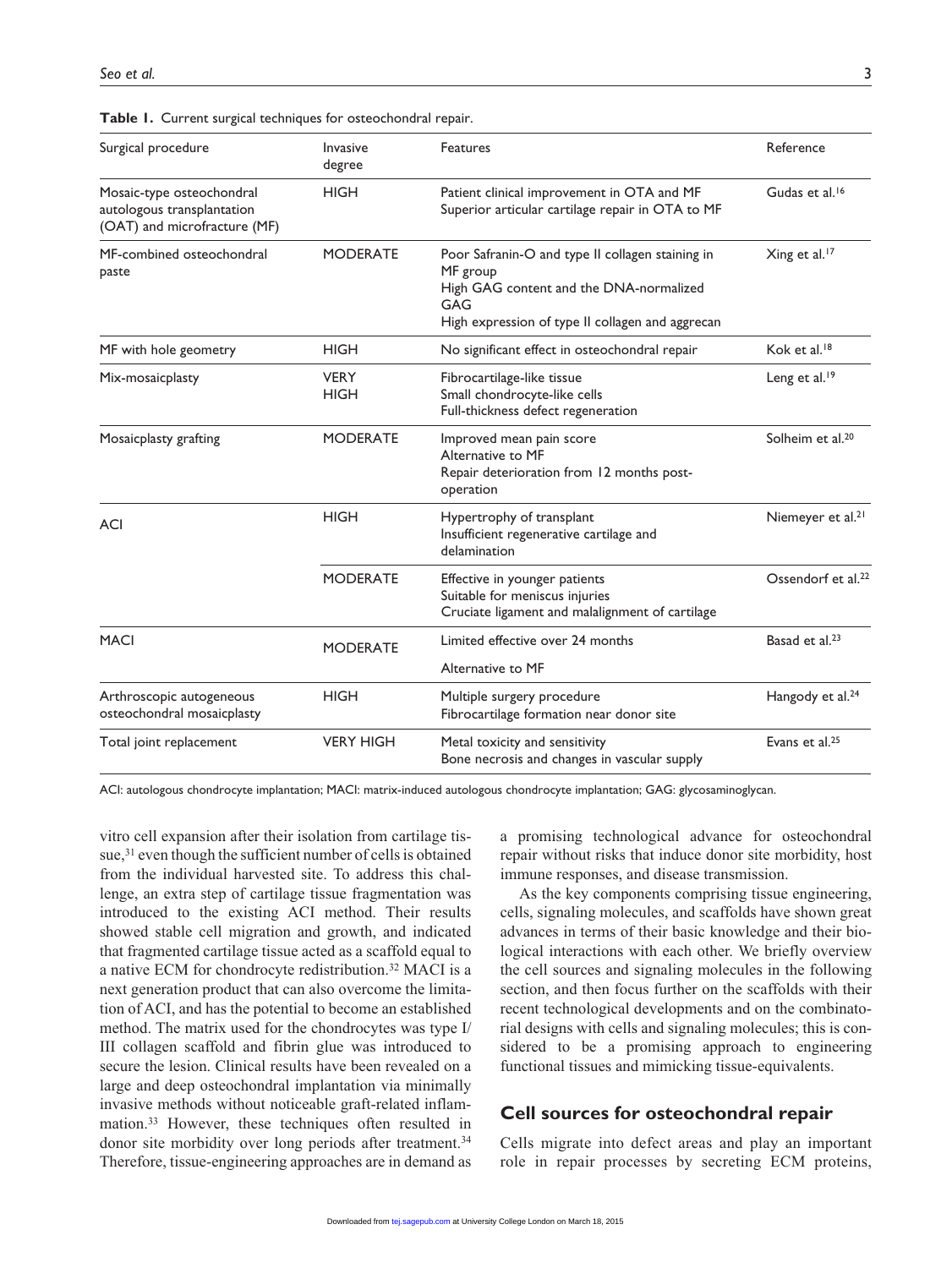**Table 1.** Current surgical techniques for osteochondral repair.

| Surgical procedure | Invasive degree | Features | Reference |
|---|---|---|---|
| Mosaic-type osteochondral autologous transplantation (OAT) and microfracture (MF) | HIGH | Patient clinical improvement in OTA and MF<br>Superior articular cartilage repair in OTA to MF | Gudas et al.[16] |
| MF-combined osteochondral paste | MODERATE | Poor Safranin-O and type II collagen staining in MF group<br>High GAG content and the DNA-normalized GAG<br>High expression of type II collagen and aggrecan | Xing et al.[17] |
| MF with hole geometry | HIGH | No significant effect in osteochondral repair | Kok et al.[18] |
| Mix-mosaicplasty | VERY HIGH | Fibrocartilage-like tissue<br>Small chondrocyte-like cells<br>Full-thickness defect regeneration | Leng et al.[19] |
| Mosaicplasty grafting | MODERATE | Improved mean pain score<br>Alternative to MF<br>Repair deterioration from 12 months post-operation | Solheim et al.[20] |
| ACI | HIGH | Hypertrophy of transplant<br>Insufficient regenerative cartilage and delamination | Niemeyer et al.[21] |
| | MODERATE | Effective in younger patients<br>Suitable for meniscus injuries<br>Cruciate ligament and malalignment of cartilage | Ossendorf et al.[22] |
| MACI | MODERATE | Limited effective over 24 months<br>Alternative to MF | Basad et al.[23] |
| Arthroscopic autogeneous osteochondral mosaicplasty | HIGH | Multiple surgery procedure<br>Fibrocartilage formation near donor site | Hangody et al.[24] |
| Total joint replacement | VERY HIGH | Metal toxicity and sensitivity<br>Bone necrosis and changes in vascular supply | Evans et al.[25] |

ACI: autologous chondrocyte implantation; MACI: matrix-induced autologous chondrocyte implantation; GAG: glycosaminoglycan.

vitro cell expansion after their isolation from cartilage tissue,[31] even though the sufficient number of cells is obtained from the individual harvested site. To address this challenge, an extra step of cartilage tissue fragmentation was introduced to the existing ACI method. Their results showed stable cell migration and growth, and indicated that fragmented cartilage tissue acted as a scaffold equal to a native ECM for chondrocyte redistribution.[32] MACI is a next generation product that can also overcome the limitation of ACI, and has the potential to become an established method. The matrix used for the chondrocytes was type I/III collagen scaffold and fibrin glue was introduced to secure the lesion. Clinical results have been revealed on a large and deep osteochondral implantation via minimally invasive methods without noticeable graft-related inflammation.[33] However, these techniques often resulted in donor site morbidity over long periods after treatment.[34] Therefore, tissue-engineering approaches are in demand as a promising technological advance for osteochondral repair without risks that induce donor site morbidity, host immune responses, and disease transmission.

As the key components comprising tissue engineering, cells, signaling molecules, and scaffolds have shown great advances in terms of their basic knowledge and their biological interactions with each other. We briefly overview the cell sources and signaling molecules in the following section, and then focus further on the scaffolds with their recent technological developments and on the combinatorial designs with cells and signaling molecules; this is considered to be a promising approach to engineering functional tissues and mimicking tissue-equivalents.

## Cell sources for osteochondral repair

Cells migrate into defect areas and play an important role in repair processes by secreting ECM proteins,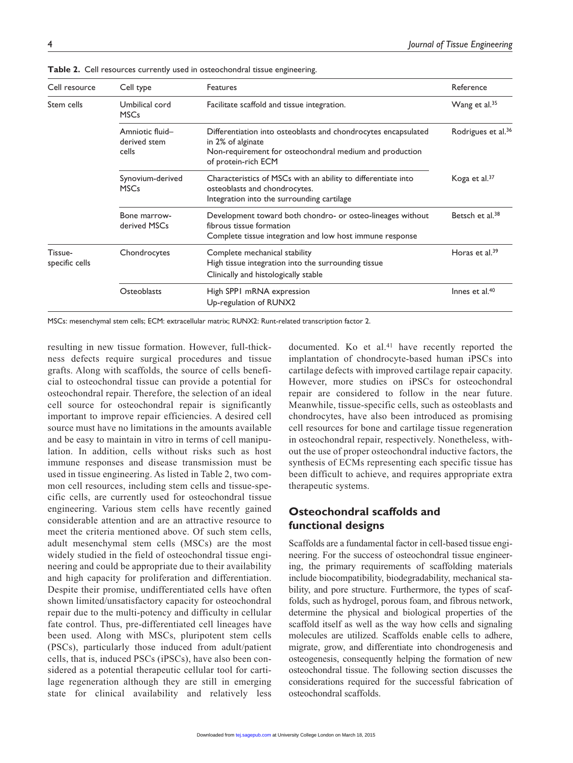**Table 2.** Cell resources currently used in osteochondral tissue engineering.

| Cell resource | Cell type | Features | Reference |
|---|---|---|---|
| Stem cells | Umbilical cord MSCs | Facilitate scaffold and tissue integration. | Wang et al.[35] |
| | Amniotic fluid–derived stem cells | Differentiation into osteoblasts and chondrocytes encapsulated in 2% of alginate<br>Non-requirement for osteochondral medium and production of protein-rich ECM | Rodrigues et al.[36] |
| | Synovium-derived MSCs | Characteristics of MSCs with an ability to differentiate into osteoblasts and chondrocytes.<br>Integration into the surrounding cartilage | Koga et al.[37] |
| | Bone marrow-derived MSCs | Development toward both chondro- or osteo-lineages without fibrous tissue formation<br>Complete tissue integration and low host immune response | Betsch et al.[38] |
| Tissue-specific cells | Chondrocytes | Complete mechanical stability<br>High tissue integration into the surrounding tissue<br>Clinically and histologically stable | Horas et al.[39] |
| | Osteoblasts | High SPP1 mRNA expression<br>Up-regulation of RUNX2 | Innes et al.[40] |

MSCs: mesenchymal stem cells; ECM: extracellular matrix; RUNX2: Runt-related transcription factor 2.

resulting in new tissue formation. However, full-thickness defects require surgical procedures and tissue grafts. Along with scaffolds, the source of cells beneficial to osteochondral tissue can provide a potential for osteochondral repair. Therefore, the selection of an ideal cell source for osteochondral repair is significantly important to improve repair efficiencies. A desired cell source must have no limitations in the amounts available and be easy to maintain in vitro in terms of cell manipulation. In addition, cells without risks such as host immune responses and disease transmission must be used in tissue engineering. As listed in Table 2, two common cell resources, including stem cells and tissue-specific cells, are currently used for osteochondral tissue engineering. Various stem cells have recently gained considerable attention and are an attractive resource to meet the criteria mentioned above. Of such stem cells, adult mesenchymal stem cells (MSCs) are the most widely studied in the field of osteochondral tissue engineering and could be appropriate due to their availability and high capacity for proliferation and differentiation. Despite their promise, undifferentiated cells have often shown limited/unsatisfactory capacity for osteochondral repair due to the multi-potency and difficulty in cellular fate control. Thus, pre-differentiated cell lineages have been used. Along with MSCs, pluripotent stem cells (PSCs), particularly those induced from adult/patient cells, that is, induced PSCs (iPSCs), have also been considered as a potential therapeutic cellular tool for cartilage regeneration although they are still in emerging state for clinical availability and relatively less documented. Ko et al.[41] have recently reported the implantation of chondrocyte-based human iPSCs into cartilage defects with improved cartilage repair capacity. However, more studies on iPSCs for osteochondral repair are considered to follow in the near future. Meanwhile, tissue-specific cells, such as osteoblasts and chondrocytes, have also been introduced as promising cell resources for bone and cartilage tissue regeneration in osteochondral repair, respectively. Nonetheless, without the use of proper osteochondral inductive factors, the synthesis of ECMs representing each specific tissue has been difficult to achieve, and requires appropriate extra therapeutic systems.

## Osteochondral scaffolds and functional designs

Scaffolds are a fundamental factor in cell-based tissue engineering. For the success of osteochondral tissue engineering, the primary requirements of scaffolding materials include biocompatibility, biodegradability, mechanical stability, and pore structure. Furthermore, the types of scaffolds, such as hydrogel, porous foam, and fibrous network, determine the physical and biological properties of the scaffold itself as well as the way how cells and signaling molecules are utilized. Scaffolds enable cells to adhere, migrate, grow, and differentiate into chondrogenesis and osteogenesis, consequently helping the formation of new osteochondral tissue. The following section discusses the considerations required for the successful fabrication of osteochondral scaffolds.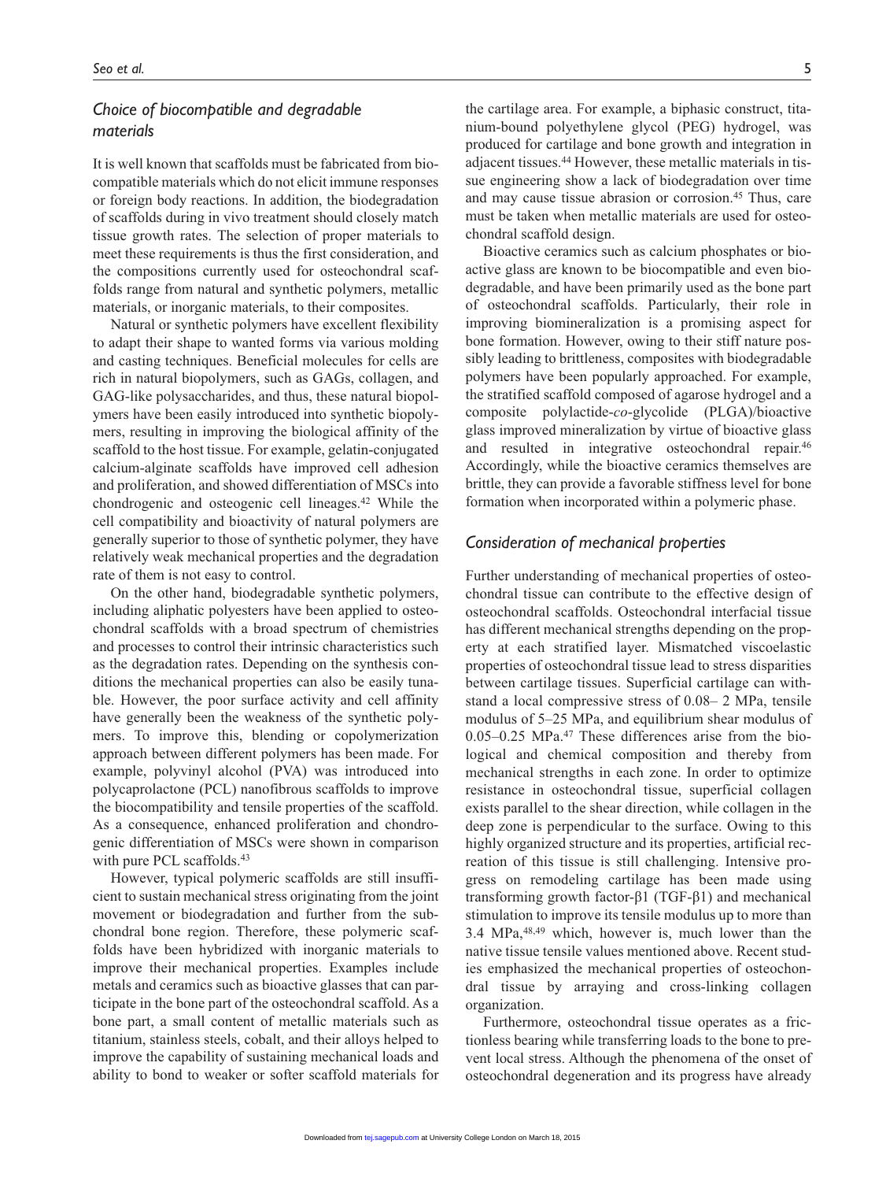### Choice of biocompatible and degradable materials

It is well known that scaffolds must be fabricated from biocompatible materials which do not elicit immune responses or foreign body reactions. In addition, the biodegradation of scaffolds during in vivo treatment should closely match tissue growth rates. The selection of proper materials to meet these requirements is thus the first consideration, and the compositions currently used for osteochondral scaffolds range from natural and synthetic polymers, metallic materials, or inorganic materials, to their composites.

Natural or synthetic polymers have excellent flexibility to adapt their shape to wanted forms via various molding and casting techniques. Beneficial molecules for cells are rich in natural biopolymers, such as GAGs, collagen, and GAG-like polysaccharides, and thus, these natural biopolymers have been easily introduced into synthetic biopolymers, resulting in improving the biological affinity of the scaffold to the host tissue. For example, gelatin-conjugated calcium-alginate scaffolds have improved cell adhesion and proliferation, and showed differentiation of MSCs into chondrogenic and osteogenic cell lineages.[42] While the cell compatibility and bioactivity of natural polymers are generally superior to those of synthetic polymer, they have relatively weak mechanical properties and the degradation rate of them is not easy to control.

On the other hand, biodegradable synthetic polymers, including aliphatic polyesters have been applied to osteochondral scaffolds with a broad spectrum of chemistries and processes to control their intrinsic characteristics such as the degradation rates. Depending on the synthesis conditions the mechanical properties can also be easily tunable. However, the poor surface activity and cell affinity have generally been the weakness of the synthetic polymers. To improve this, blending or copolymerization approach between different polymers has been made. For example, polyvinyl alcohol (PVA) was introduced into polycaprolactone (PCL) nanofibrous scaffolds to improve the biocompatibility and tensile properties of the scaffold. As a consequence, enhanced proliferation and chondrogenic differentiation of MSCs were shown in comparison with pure PCL scaffolds.[43]

However, typical polymeric scaffolds are still insufficient to sustain mechanical stress originating from the joint movement or biodegradation and further from the subchondral bone region. Therefore, these polymeric scaffolds have been hybridized with inorganic materials to improve their mechanical properties. Examples include metals and ceramics such as bioactive glasses that can participate in the bone part of the osteochondral scaffold. As a bone part, a small content of metallic materials such as titanium, stainless steels, cobalt, and their alloys helped to improve the capability of sustaining mechanical loads and ability to bond to weaker or softer scaffold materials for the cartilage area. For example, a biphasic construct, titanium-bound polyethylene glycol (PEG) hydrogel, was produced for cartilage and bone growth and integration in adjacent tissues.[44] However, these metallic materials in tissue engineering show a lack of biodegradation over time and may cause tissue abrasion or corrosion.[45] Thus, care must be taken when metallic materials are used for osteochondral scaffold design.

Bioactive ceramics such as calcium phosphates or bioactive glass are known to be biocompatible and even biodegradable, and have been primarily used as the bone part of osteochondral scaffolds. Particularly, their role in improving biomineralization is a promising aspect for bone formation. However, owing to their stiff nature possibly leading to brittleness, composites with biodegradable polymers have been popularly approached. For example, the stratified scaffold composed of agarose hydrogel and a composite polylactide-*co*-glycolide (PLGA)/bioactive glass improved mineralization by virtue of bioactive glass and resulted in integrative osteochondral repair.[46] Accordingly, while the bioactive ceramics themselves are brittle, they can provide a favorable stiffness level for bone formation when incorporated within a polymeric phase.

### Consideration of mechanical properties

Further understanding of mechanical properties of osteochondral tissue can contribute to the effective design of osteochondral scaffolds. Osteochondral interfacial tissue has different mechanical strengths depending on the property at each stratified layer. Mismatched viscoelastic properties of osteochondral tissue lead to stress disparities between cartilage tissues. Superficial cartilage can withstand a local compressive stress of 0.08– 2 MPa, tensile modulus of 5–25 MPa, and equilibrium shear modulus of 0.05–0.25 MPa.[47] These differences arise from the biological and chemical composition and thereby from mechanical strengths in each zone. In order to optimize resistance in osteochondral tissue, superficial collagen exists parallel to the shear direction, while collagen in the deep zone is perpendicular to the surface. Owing to this highly organized structure and its properties, artificial recreation of this tissue is still challenging. Intensive progress on remodeling cartilage has been made using transforming growth factor-β1 (TGF-β1) and mechanical stimulation to improve its tensile modulus up to more than 3.4 MPa,[48,49] which, however is, much lower than the native tissue tensile values mentioned above. Recent studies emphasized the mechanical properties of osteochondral tissue by arraying and cross-linking collagen organization.

Furthermore, osteochondral tissue operates as a frictionless bearing while transferring loads to the bone to prevent local stress. Although the phenomena of the onset of osteochondral degeneration and its progress have already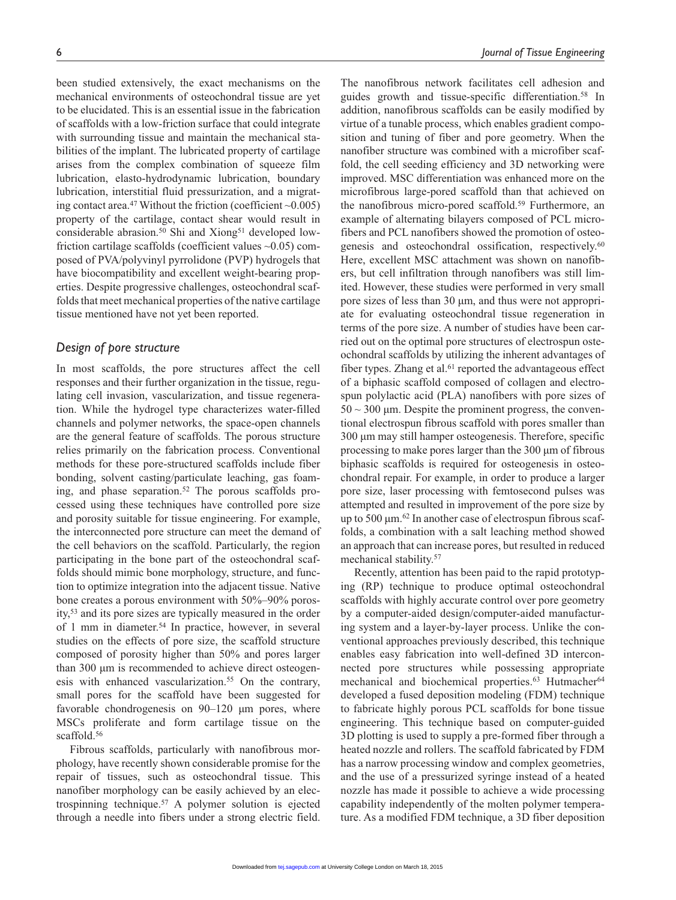been studied extensively, the exact mechanisms on the mechanical environments of osteochondral tissue are yet to be elucidated. This is an essential issue in the fabrication of scaffolds with a low-friction surface that could integrate with surrounding tissue and maintain the mechanical stabilities of the implant. The lubricated property of cartilage arises from the complex combination of squeeze film lubrication, elasto-hydrodynamic lubrication, boundary lubrication, interstitial fluid pressurization, and a migrating contact area.[47] Without the friction (coefficient ~0.005) property of the cartilage, contact shear would result in considerable abrasion.[50] Shi and Xiong[51] developed low-friction cartilage scaffolds (coefficient values ~0.05) composed of PVA/polyvinyl pyrrolidone (PVP) hydrogels that have biocompatibility and excellent weight-bearing properties. Despite progressive challenges, osteochondral scaffolds that meet mechanical properties of the native cartilage tissue mentioned have not yet been reported.

## *Design of pore structure*

In most scaffolds, the pore structures affect the cell responses and their further organization in the tissue, regulating cell invasion, vascularization, and tissue regeneration. While the hydrogel type characterizes water-filled channels and polymer networks, the space-open channels are the general feature of scaffolds. The porous structure relies primarily on the fabrication process. Conventional methods for these pore-structured scaffolds include fiber bonding, solvent casting/particulate leaching, gas foaming, and phase separation.[52] The porous scaffolds processed using these techniques have controlled pore size and porosity suitable for tissue engineering. For example, the interconnected pore structure can meet the demand of the cell behaviors on the scaffold. Particularly, the region participating in the bone part of the osteochondral scaffolds should mimic bone morphology, structure, and function to optimize integration into the adjacent tissue. Native bone creates a porous environment with 50%–90% porosity,[53] and its pore sizes are typically measured in the order of 1 mm in diameter.[54] In practice, however, in several studies on the effects of pore size, the scaffold structure composed of porosity higher than 50% and pores larger than 300 μm is recommended to achieve direct osteogenesis with enhanced vascularization.[55] On the contrary, small pores for the scaffold have been suggested for favorable chondrogenesis on 90–120 μm pores, where MSCs proliferate and form cartilage tissue on the scaffold.[56]

Fibrous scaffolds, particularly with nanofibrous morphology, have recently shown considerable promise for the repair of tissues, such as osteochondral tissue. This nanofiber morphology can be easily achieved by an electrospinning technique.[57] A polymer solution is ejected through a needle into fibers under a strong electric field. The nanofibrous network facilitates cell adhesion and guides growth and tissue-specific differentiation.[58] In addition, nanofibrous scaffolds can be easily modified by virtue of a tunable process, which enables gradient composition and tuning of fiber and pore geometry. When the nanofiber structure was combined with a microfiber scaffold, the cell seeding efficiency and 3D networking were improved. MSC differentiation was enhanced more on the microfibrous large-pored scaffold than that achieved on the nanofibrous micro-pored scaffold.[59] Furthermore, an example of alternating bilayers composed of PCL microfibers and PCL nanofibers showed the promotion of osteogenesis and osteochondral ossification, respectively.[60] Here, excellent MSC attachment was shown on nanofibers, but cell infiltration through nanofibers was still limited. However, these studies were performed in very small pore sizes of less than 30 μm, and thus were not appropriate for evaluating osteochondral tissue regeneration in terms of the pore size. A number of studies have been carried out on the optimal pore structures of electrospun osteochondral scaffolds by utilizing the inherent advantages of fiber types. Zhang et al.[61] reported the advantageous effect of a biphasic scaffold composed of collagen and electrospun polylactic acid (PLA) nanofibers with pore sizes of 50 ~ 300 μm. Despite the prominent progress, the conventional electrospun fibrous scaffold with pores smaller than 300 μm may still hamper osteogenesis. Therefore, specific processing to make pores larger than the 300 μm of fibrous biphasic scaffolds is required for osteogenesis in osteochondral repair. For example, in order to produce a larger pore size, laser processing with femtosecond pulses was attempted and resulted in improvement of the pore size by up to 500 μm.[62] In another case of electrospun fibrous scaffolds, a combination with a salt leaching method showed an approach that can increase pores, but resulted in reduced mechanical stability.[57]

Recently, attention has been paid to the rapid prototyping (RP) technique to produce optimal osteochondral scaffolds with highly accurate control over pore geometry by a computer-aided design/computer-aided manufacturing system and a layer-by-layer process. Unlike the conventional approaches previously described, this technique enables easy fabrication into well-defined 3D interconnected pore structures while possessing appropriate mechanical and biochemical properties.[63] Hutmacher[64] developed a fused deposition modeling (FDM) technique to fabricate highly porous PCL scaffolds for bone tissue engineering. This technique based on computer-guided 3D plotting is used to supply a pre-formed fiber through a heated nozzle and rollers. The scaffold fabricated by FDM has a narrow processing window and complex geometries, and the use of a pressurized syringe instead of a heated nozzle has made it possible to achieve a wide processing capability independently of the molten polymer temperature. As a modified FDM technique, a 3D fiber deposition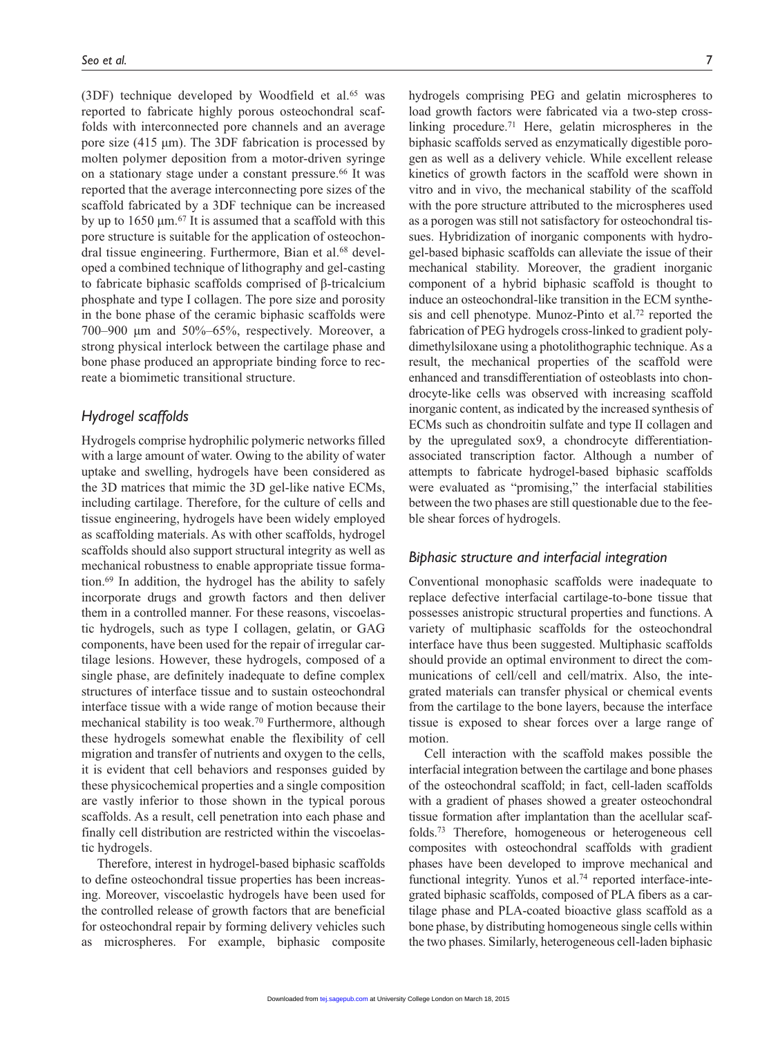(3DF) technique developed by Woodfield et al.[65] was reported to fabricate highly porous osteochondral scaffolds with interconnected pore channels and an average pore size (415 μm). The 3DF fabrication is processed by molten polymer deposition from a motor-driven syringe on a stationary stage under a constant pressure.[66] It was reported that the average interconnecting pore sizes of the scaffold fabricated by a 3DF technique can be increased by up to 1650 μm.[67] It is assumed that a scaffold with this pore structure is suitable for the application of osteochondral tissue engineering. Furthermore, Bian et al.[68] developed a combined technique of lithography and gel-casting to fabricate biphasic scaffolds comprised of β-tricalcium phosphate and type I collagen. The pore size and porosity in the bone phase of the ceramic biphasic scaffolds were 700–900 μm and 50%–65%, respectively. Moreover, a strong physical interlock between the cartilage phase and bone phase produced an appropriate binding force to recreate a biomimetic transitional structure.

### *Hydrogel scaffolds*

Hydrogels comprise hydrophilic polymeric networks filled with a large amount of water. Owing to the ability of water uptake and swelling, hydrogels have been considered as the 3D matrices that mimic the 3D gel-like native ECMs, including cartilage. Therefore, for the culture of cells and tissue engineering, hydrogels have been widely employed as scaffolding materials. As with other scaffolds, hydrogel scaffolds should also support structural integrity as well as mechanical robustness to enable appropriate tissue formation.[69] In addition, the hydrogel has the ability to safely incorporate drugs and growth factors and then deliver them in a controlled manner. For these reasons, viscoelastic hydrogels, such as type I collagen, gelatin, or GAG components, have been used for the repair of irregular cartilage lesions. However, these hydrogels, composed of a single phase, are definitely inadequate to define complex structures of interface tissue and to sustain osteochondral interface tissue with a wide range of motion because their mechanical stability is too weak.[70] Furthermore, although these hydrogels somewhat enable the flexibility of cell migration and transfer of nutrients and oxygen to the cells, it is evident that cell behaviors and responses guided by these physicochemical properties and a single composition are vastly inferior to those shown in the typical porous scaffolds. As a result, cell penetration into each phase and finally cell distribution are restricted within the viscoelastic hydrogels.

Therefore, interest in hydrogel-based biphasic scaffolds to define osteochondral tissue properties has been increasing. Moreover, viscoelastic hydrogels have been used for the controlled release of growth factors that are beneficial for osteochondral repair by forming delivery vehicles such as microspheres. For example, biphasic composite hydrogels comprising PEG and gelatin microspheres to load growth factors were fabricated via a two-step cross-linking procedure.[71] Here, gelatin microspheres in the biphasic scaffolds served as enzymatically digestible porogen as well as a delivery vehicle. While excellent release kinetics of growth factors in the scaffold were shown in vitro and in vivo, the mechanical stability of the scaffold with the pore structure attributed to the microspheres used as a porogen was still not satisfactory for osteochondral tissues. Hybridization of inorganic components with hydrogel-based biphasic scaffolds can alleviate the issue of their mechanical stability. Moreover, the gradient inorganic component of a hybrid biphasic scaffold is thought to induce an osteochondral-like transition in the ECM synthesis and cell phenotype. Munoz-Pinto et al.[72] reported the fabrication of PEG hydrogels cross-linked to gradient polydimethylsiloxane using a photolithographic technique. As a result, the mechanical properties of the scaffold were enhanced and transdifferentiation of osteoblasts into chondrocyte-like cells was observed with increasing scaffold inorganic content, as indicated by the increased synthesis of ECMs such as chondroitin sulfate and type II collagen and by the upregulated sox9, a chondrocyte differentiation-associated transcription factor. Although a number of attempts to fabricate hydrogel-based biphasic scaffolds were evaluated as "promising," the interfacial stabilities between the two phases are still questionable due to the feeble shear forces of hydrogels.

### *Biphasic structure and interfacial integration*

Conventional monophasic scaffolds were inadequate to replace defective interfacial cartilage-to-bone tissue that possesses anistropic structural properties and functions. A variety of multiphasic scaffolds for the osteochondral interface have thus been suggested. Multiphasic scaffolds should provide an optimal environment to direct the communications of cell/cell and cell/matrix. Also, the integrated materials can transfer physical or chemical events from the cartilage to the bone layers, because the interface tissue is exposed to shear forces over a large range of motion.

Cell interaction with the scaffold makes possible the interfacial integration between the cartilage and bone phases of the osteochondral scaffold; in fact, cell-laden scaffolds with a gradient of phases showed a greater osteochondral tissue formation after implantation than the acellular scaffolds.[73] Therefore, homogeneous or heterogeneous cell composites with osteochondral scaffolds with gradient phases have been developed to improve mechanical and functional integrity. Yunos et al.[74] reported interface-integrated biphasic scaffolds, composed of PLA fibers as a cartilage phase and PLA-coated bioactive glass scaffold as a bone phase, by distributing homogeneous single cells within the two phases. Similarly, heterogeneous cell-laden biphasic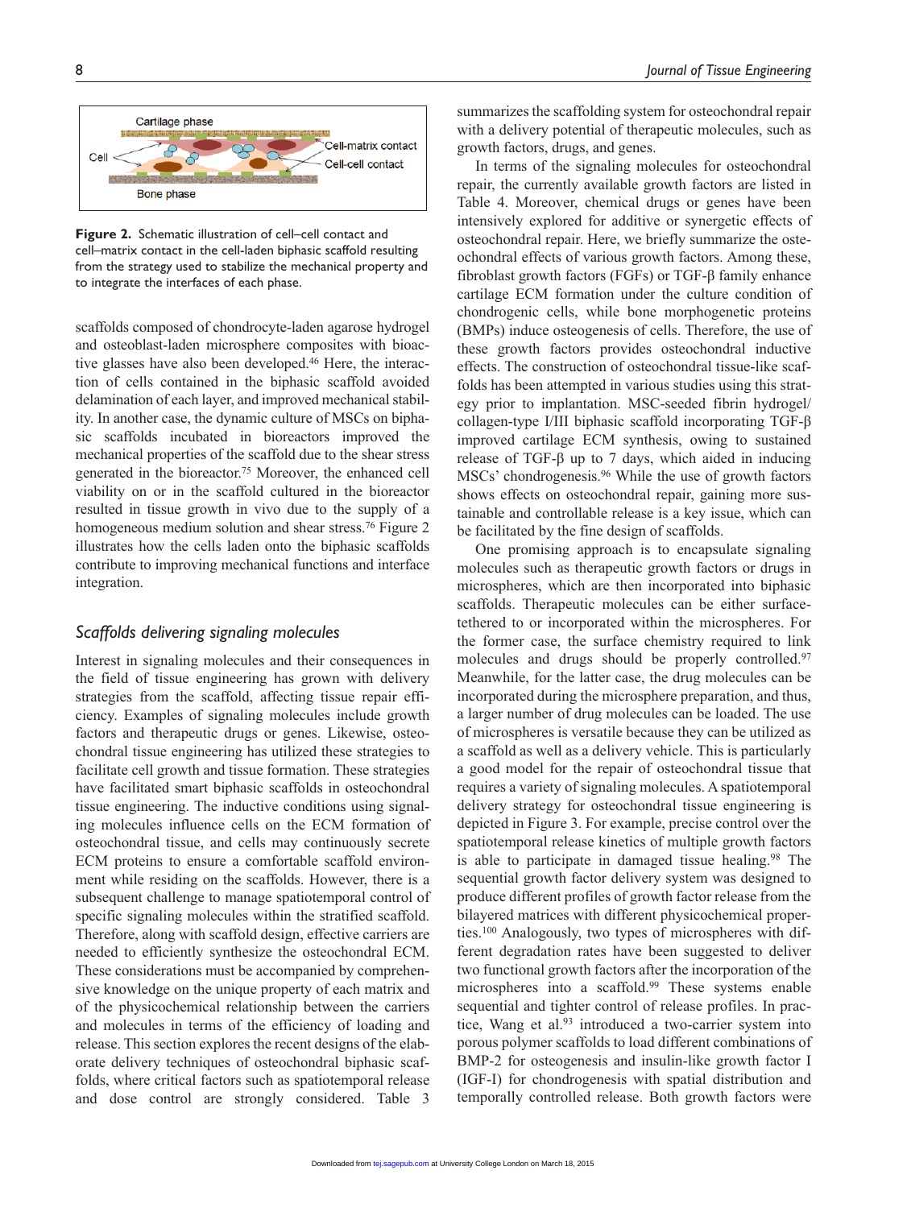**Figure 2.** Schematic illustration of cell–cell contact and cell–matrix contact in the cell-laden biphasic scaffold resulting from the strategy used to stabilize the mechanical property and to integrate the interfaces of each phase.

scaffolds composed of chondrocyte-laden agarose hydrogel and osteoblast-laden microsphere composites with bioactive glasses have also been developed.[46] Here, the interaction of cells contained in the biphasic scaffold avoided delamination of each layer, and improved mechanical stability. In another case, the dynamic culture of MSCs on biphasic scaffolds incubated in bioreactors improved the mechanical properties of the scaffold due to the shear stress generated in the bioreactor.[75] Moreover, the enhanced cell viability on or in the scaffold cultured in the bioreactor resulted in tissue growth in vivo due to the supply of a homogeneous medium solution and shear stress.[76] Figure 2 illustrates how the cells laden onto the biphasic scaffolds contribute to improving mechanical functions and interface integration.

### *Scaffolds delivering signaling molecules*

Interest in signaling molecules and their consequences in the field of tissue engineering has grown with delivery strategies from the scaffold, affecting tissue repair efficiency. Examples of signaling molecules include growth factors and therapeutic drugs or genes. Likewise, osteochondral tissue engineering has utilized these strategies to facilitate cell growth and tissue formation. These strategies have facilitated smart biphasic scaffolds in osteochondral tissue engineering. The inductive conditions using signaling molecules influence cells on the ECM formation of osteochondral tissue, and cells may continuously secrete ECM proteins to ensure a comfortable scaffold environment while residing on the scaffolds. However, there is a subsequent challenge to manage spatiotemporal control of specific signaling molecules within the stratified scaffold. Therefore, along with scaffold design, effective carriers are needed to efficiently synthesize the osteochondral ECM. These considerations must be accompanied by comprehensive knowledge on the unique property of each matrix and of the physicochemical relationship between the carriers and molecules in terms of the efficiency of loading and release. This section explores the recent designs of the elaborate delivery techniques of osteochondral biphasic scaffolds, where critical factors such as spatiotemporal release and dose control are strongly considered. Table 3 summarizes the scaffolding system for osteochondral repair with a delivery potential of therapeutic molecules, such as growth factors, drugs, and genes.

In terms of the signaling molecules for osteochondral repair, the currently available growth factors are listed in Table 4. Moreover, chemical drugs or genes have been intensively explored for additive or synergetic effects of osteochondral repair. Here, we briefly summarize the osteochondral effects of various growth factors. Among these, fibroblast growth factors (FGFs) or TGF-β family enhance cartilage ECM formation under the culture condition of chondrogenic cells, while bone morphogenetic proteins (BMPs) induce osteogenesis of cells. Therefore, the use of these growth factors provides osteochondral inductive effects. The construction of osteochondral tissue-like scaffolds has been attempted in various studies using this strategy prior to implantation. MSC-seeded fibrin hydrogel/collagen-type I/III biphasic scaffold incorporating TGF-β improved cartilage ECM synthesis, owing to sustained release of TGF-β up to 7 days, which aided in inducing MSCs' chondrogenesis.[96] While the use of growth factors shows effects on osteochondral repair, gaining more sustainable and controllable release is a key issue, which can be facilitated by the fine design of scaffolds.

One promising approach is to encapsulate signaling molecules such as therapeutic growth factors or drugs in microspheres, which are then incorporated into biphasic scaffolds. Therapeutic molecules can be either surface-tethered to or incorporated within the microspheres. For the former case, the surface chemistry required to link molecules and drugs should be properly controlled.[97] Meanwhile, for the latter case, the drug molecules can be incorporated during the microsphere preparation, and thus, a larger number of drug molecules can be loaded. The use of microspheres is versatile because they can be utilized as a scaffold as well as a delivery vehicle. This is particularly a good model for the repair of osteochondral tissue that requires a variety of signaling molecules. A spatiotemporal delivery strategy for osteochondral tissue engineering is depicted in Figure 3. For example, precise control over the spatiotemporal release kinetics of multiple growth factors is able to participate in damaged tissue healing.[98] The sequential growth factor delivery system was designed to produce different profiles of growth factor release from the bilayered matrices with different physicochemical properties.[100] Analogously, two types of microspheres with different degradation rates have been suggested to deliver two functional growth factors after the incorporation of the microspheres into a scaffold.[99] These systems enable sequential and tighter control of release profiles. In practice, Wang et al.[93] introduced a two-carrier system into porous polymer scaffolds to load different combinations of BMP-2 for osteogenesis and insulin-like growth factor I (IGF-I) for chondrogenesis with spatial distribution and temporally controlled release. Both growth factors were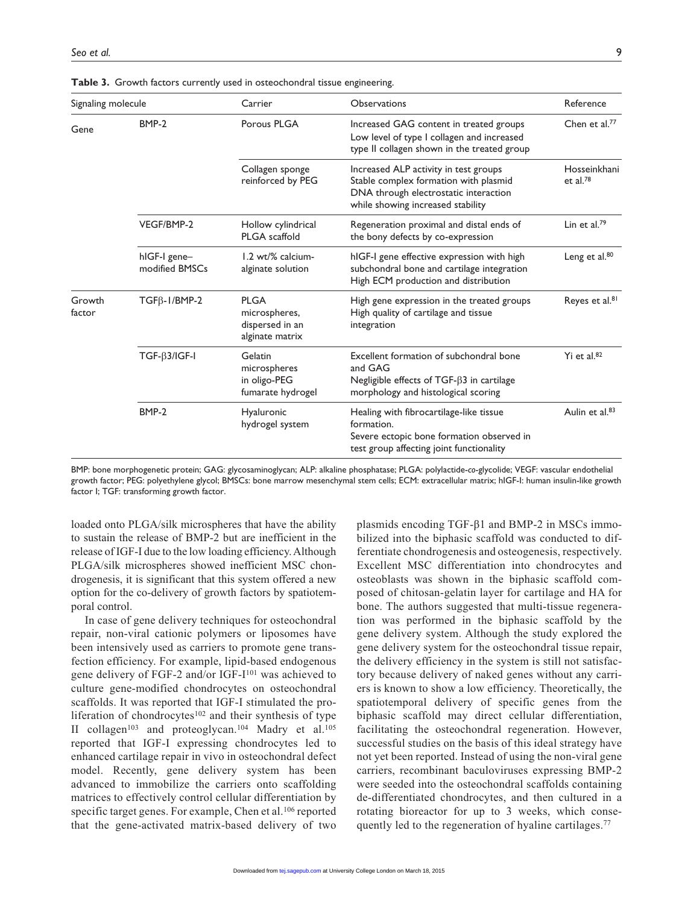**Table 3.** Growth factors currently used in osteochondral tissue engineering.

| Signaling molecule | | Carrier | Observations | Reference |
|---|---|---|---|---|
| Gene | BMP-2 | Porous PLGA | Increased GAG content in treated groups<br>Low level of type I collagen and increased type II collagen shown in the treated group | Chen et al.[77] |
| | | Collagen sponge reinforced by PEG | Increased ALP activity in test groups<br>Stable complex formation with plasmid DNA through electrostatic interaction while showing increased stability | Hosseinkhani et al.[78] |
| | VEGF/BMP-2 | Hollow cylindrical PLGA scaffold | Regeneration proximal and distal ends of the bony defects by co-expression | Lin et al.[79] |
| | hIGF-I gene–modified BMSCs | 1.2 wt/% calcium-alginate solution | hIGF-I gene effective expression with high subchondral bone and cartilage integration<br>High ECM production and distribution | Leng et al.[80] |
| Growth factor | TGFβ-1/BMP-2 | PLGA microspheres, dispersed in an alginate matrix | High gene expression in the treated groups<br>High quality of cartilage and tissue integration | Reyes et al.[81] |
| | TGF-β3/IGF-I | Gelatin microspheres in oligo-PEG fumarate hydrogel | Excellent formation of subchondral bone and GAG<br>Negligible effects of TGF-β3 in cartilage morphology and histological scoring | Yi et al.[82] |
| | BMP-2 | Hyaluronic hydrogel system | Healing with fibrocartilage-like tissue formation.<br>Severe ectopic bone formation observed in test group affecting joint functionality | Aulin et al.[83] |

BMP: bone morphogenetic protein; GAG: glycosaminoglycan; ALP: alkaline phosphatase; PLGA: polylactide-*co*-glycolide; VEGF: vascular endothelial growth factor; PEG: polyethylene glycol; BMSCs: bone marrow mesenchymal stem cells; ECM: extracellular matrix; hIGF-I: human insulin-like growth factor I; TGF: transforming growth factor.

loaded onto PLGA/silk microspheres that have the ability to sustain the release of BMP-2 but are inefficient in the release of IGF-I due to the low loading efficiency. Although PLGA/silk microspheres showed inefficient MSC chondrogenesis, it is significant that this system offered a new option for the co-delivery of growth factors by spatiotemporal control.

In case of gene delivery techniques for osteochondral repair, non-viral cationic polymers or liposomes have been intensively used as carriers to promote gene transfection efficiency. For example, lipid-based endogenous gene delivery of FGF-2 and/or IGF-I[101] was achieved to culture gene-modified chondrocytes on osteochondral scaffolds. It was reported that IGF-I stimulated the proliferation of chondrocytes[102] and their synthesis of type II collagen[103] and proteoglycan.[104] Madry et al.[105] reported that IGF-I expressing chondrocytes led to enhanced cartilage repair in vivo in osteochondral defect model. Recently, gene delivery system has been advanced to immobilize the carriers onto scaffolding matrices to effectively control cellular differentiation by specific target genes. For example, Chen et al.[106] reported that the gene-activated matrix-based delivery of two plasmids encoding TGF-β1 and BMP-2 in MSCs immobilized into the biphasic scaffold was conducted to differentiate chondrogenesis and osteogenesis, respectively. Excellent MSC differentiation into chondrocytes and osteoblasts was shown in the biphasic scaffold composed of chitosan-gelatin layer for cartilage and HA for bone. The authors suggested that multi-tissue regeneration was performed in the biphasic scaffold by the gene delivery system. Although the study explored the gene delivery system for the osteochondral tissue repair, the delivery efficiency in the system is still not satisfactory because delivery of naked genes without any carriers is known to show a low efficiency. Theoretically, the spatiotemporal delivery of specific genes from the biphasic scaffold may direct cellular differentiation, facilitating the osteochondral regeneration. However, successful studies on the basis of this ideal strategy have not yet been reported. Instead of using the non-viral gene carriers, recombinant baculoviruses expressing BMP-2 were seeded into the osteochondral scaffolds containing de-differentiated chondrocytes, and then cultured in a rotating bioreactor for up to 3 weeks, which consequently led to the regeneration of hyaline cartilages.[77]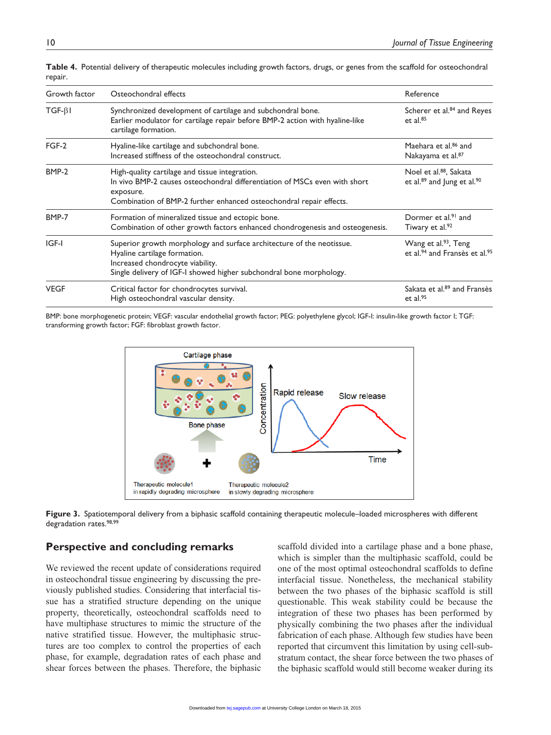**Table 4.** Potential delivery of therapeutic molecules including growth factors, drugs, or genes from the scaffold for osteochondral repair.

| Growth factor | Osteochondral effects | Reference |
|---|---|---|
| TGF-β1 | Synchronized development of cartilage and subchondral bone.<br>Earlier modulator for cartilage repair before BMP-2 action with hyaline-like cartilage formation. | Scherer et al.[84] and Reyes et al.[85] |
| FGF-2 | Hyaline-like cartilage and subchondral bone.<br>Increased stiffness of the osteochondral construct. | Maehara et al.[86] and Nakayama et al.[87] |
| BMP-2 | High-quality cartilage and tissue integration.<br>In vivo BMP-2 causes osteochondral differentiation of MSCs even with short exposure.<br>Combination of BMP-2 further enhanced osteochondral repair effects. | Noel et al.[88], Sakata et al.[89] and Jung et al.[90] |
| BMP-7 | Formation of mineralized tissue and ectopic bone.<br>Combination of other growth factors enhanced chondrogenesis and osteogenesis. | Dormer et al.[91] and Tiwary et al.[92] |
| IGF-I | Superior growth morphology and surface architecture of the neotissue.<br>Hyaline cartilage formation.<br>Increased chondrocyte viability.<br>Single delivery of IGF-I showed higher subchondral bone morphology. | Wang et al.[93], Teng et al.[94] and Fransès et al.[95] |
| VEGF | Critical factor for chondrocytes survival.<br>High osteochondral vascular density. | Sakata et al.[89] and Fransès et al.[95] |

BMP: bone morphogenetic protein; VEGF: vascular endothelial growth factor; PEG: polyethylene glycol; IGF-I: insulin-like growth factor I; TGF: transforming growth factor; FGF: fibroblast growth factor.

**Figure 3.** Spatiotemporal delivery from a biphasic scaffold containing therapeutic molecule–loaded microspheres with different degradation rates.[98,99]

## Perspective and concluding remarks

We reviewed the recent update of considerations required in osteochondral tissue engineering by discussing the previously published studies. Considering that interfacial tissue has a stratified structure depending on the unique property, theoretically, osteochondral scaffolds need to have multiphase structures to mimic the structure of the native stratified tissue. However, the multiphasic structures are too complex to control the properties of each phase, for example, degradation rates of each phase and shear forces between the phases. Therefore, the biphasic scaffold divided into a cartilage phase and a bone phase, which is simpler than the multiphasic scaffold, could be one of the most optimal osteochondral scaffolds to define interfacial tissue. Nonetheless, the mechanical stability between the two phases of the biphasic scaffold is still questionable. This weak stability could be because the integration of these two phases has been performed by physically combining the two phases after the individual fabrication of each phase. Although few studies have been reported that circumvent this limitation by using cell-substratum contact, the shear force between the two phases of the biphasic scaffold would still become weaker during its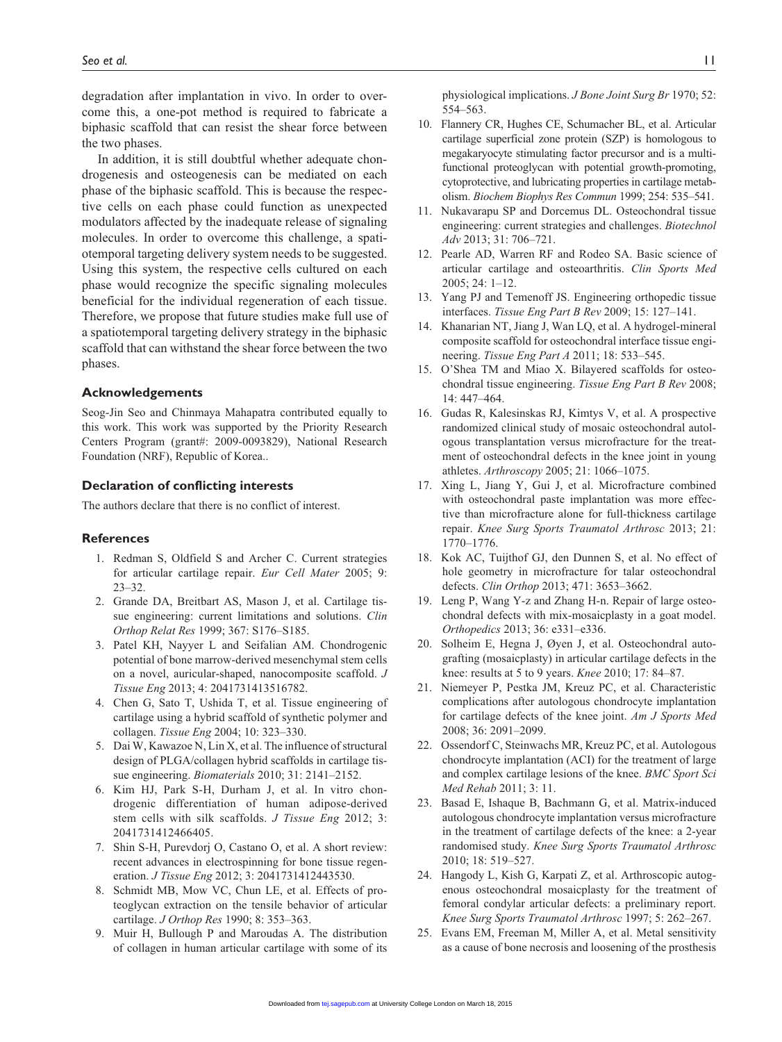degradation after implantation in vivo. In order to overcome this, a one-pot method is required to fabricate a biphasic scaffold that can resist the shear force between the two phases.

In addition, it is still doubtful whether adequate chondrogenesis and osteogenesis can be mediated on each phase of the biphasic scaffold. This is because the respective cells on each phase could function as unexpected modulators affected by the inadequate release of signaling molecules. In order to overcome this challenge, a spatiotemporal targeting delivery system needs to be suggested. Using this system, the respective cells cultured on each phase would recognize the specific signaling molecules beneficial for the individual regeneration of each tissue. Therefore, we propose that future studies make full use of a spatiotemporal targeting delivery strategy in the biphasic scaffold that can withstand the shear force between the two phases.

## Acknowledgements

Seog-Jin Seo and Chinmaya Mahapatra contributed equally to this work. This work was supported by the Priority Research Centers Program (grant#: 2009-0093829), National Research Foundation (NRF), Republic of Korea..

## Declaration of conflicting interests

The authors declare that there is no conflict of interest.

## References

1. Redman S, Oldfield S and Archer C. Current strategies for articular cartilage repair. *Eur Cell Mater* 2005; 9: 23–32.
2. Grande DA, Breitbart AS, Mason J, et al. Cartilage tissue engineering: current limitations and solutions. *Clin Orthop Relat Res* 1999; 367: S176–S185.
3. Patel KH, Nayyer L and Seifalian AM. Chondrogenic potential of bone marrow-derived mesenchymal stem cells on a novel, auricular-shaped, nanocomposite scaffold. *J Tissue Eng* 2013; 4: 2041731413516782.
4. Chen G, Sato T, Ushida T, et al. Tissue engineering of cartilage using a hybrid scaffold of synthetic polymer and collagen. *Tissue Eng* 2004; 10: 323–330.
5. Dai W, Kawazoe N, Lin X, et al. The influence of structural design of PLGA/collagen hybrid scaffolds in cartilage tissue engineering. *Biomaterials* 2010; 31: 2141–2152.
6. Kim HJ, Park S-H, Durham J, et al. In vitro chondrogenic differentiation of human adipose-derived stem cells with silk scaffolds. *J Tissue Eng* 2012; 3: 2041731412466405.
7. Shin S-H, Purevdorj O, Castano O, et al. A short review: recent advances in electrospinning for bone tissue regeneration. *J Tissue Eng* 2012; 3: 2041731412443530.
8. Schmidt MB, Mow VC, Chun LE, et al. Effects of proteoglycan extraction on the tensile behavior of articular cartilage. *J Orthop Res* 1990; 8: 353–363.
9. Muir H, Bullough P and Maroudas A. The distribution of collagen in human articular cartilage with some of its physiological implications. *J Bone Joint Surg Br* 1970; 52: 554–563.
10. Flannery CR, Hughes CE, Schumacher BL, et al. Articular cartilage superficial zone protein (SZP) is homologous to megakaryocyte stimulating factor precursor and is a multifunctional proteoglycan with potential growth-promoting, cytoprotective, and lubricating properties in cartilage metabolism. *Biochem Biophys Res Commun* 1999; 254: 535–541.
11. Nukavarapu SP and Dorcemus DL. Osteochondral tissue engineering: current strategies and challenges. *Biotechnol Adv* 2013; 31: 706–721.
12. Pearle AD, Warren RF and Rodeo SA. Basic science of articular cartilage and osteoarthritis. *Clin Sports Med* 2005; 24: 1–12.
13. Yang PJ and Temenoff JS. Engineering orthopedic tissue interfaces. *Tissue Eng Part B Rev* 2009; 15: 127–141.
14. Khanarian NT, Jiang J, Wan LQ, et al. A hydrogel-mineral composite scaffold for osteochondral interface tissue engineering. *Tissue Eng Part A* 2011; 18: 533–545.
15. O'Shea TM and Miao X. Bilayered scaffolds for osteochondral tissue engineering. *Tissue Eng Part B Rev* 2008; 14: 447–464.
16. Gudas R, Kalesinskas RJ, Kimtys V, et al. A prospective randomized clinical study of mosaic osteochondral autologous transplantation versus microfracture for the treatment of osteochondral defects in the knee joint in young athletes. *Arthroscopy* 2005; 21: 1066–1075.
17. Xing L, Jiang Y, Gui J, et al. Microfracture combined with osteochondral paste implantation was more effective than microfracture alone for full-thickness cartilage repair. *Knee Surg Sports Traumatol Arthrosc* 2013; 21: 1770–1776.
18. Kok AC, Tuijthof GJ, den Dunnen S, et al. No effect of hole geometry in microfracture for talar osteochondral defects. *Clin Orthop* 2013; 471: 3653–3662.
19. Leng P, Wang Y-z and Zhang H-n. Repair of large osteochondral defects with mix-mosaicplasty in a goat model. *Orthopedics* 2013; 36: e331–e336.
20. Solheim E, Hegna J, Øyen J, et al. Osteochondral autografting (mosaicplasty) in articular cartilage defects in the knee: results at 5 to 9 years. *Knee* 2010; 17: 84–87.
21. Niemeyer P, Pestka JM, Kreuz PC, et al. Characteristic complications after autologous chondrocyte implantation for cartilage defects of the knee joint. *Am J Sports Med* 2008; 36: 2091–2099.
22. Ossendorf C, Steinwachs MR, Kreuz PC, et al. Autologous chondrocyte implantation (ACI) for the treatment of large and complex cartilage lesions of the knee. *BMC Sport Sci Med Rehab* 2011; 3: 11.
23. Basad E, Ishaque B, Bachmann G, et al. Matrix-induced autologous chondrocyte implantation versus microfracture in the treatment of cartilage defects of the knee: a 2-year randomised study. *Knee Surg Sports Traumatol Arthrosc* 2010; 18: 519–527.
24. Hangody L, Kish G, Karpati Z, et al. Arthroscopic autogenous osteochondral mosaicplasty for the treatment of femoral condylar articular defects: a preliminary report. *Knee Surg Sports Traumatol Arthrosc* 1997; 5: 262–267.
25. Evans EM, Freeman M, Miller A, et al. Metal sensitivity as a cause of bone necrosis and loosening of the prosthesis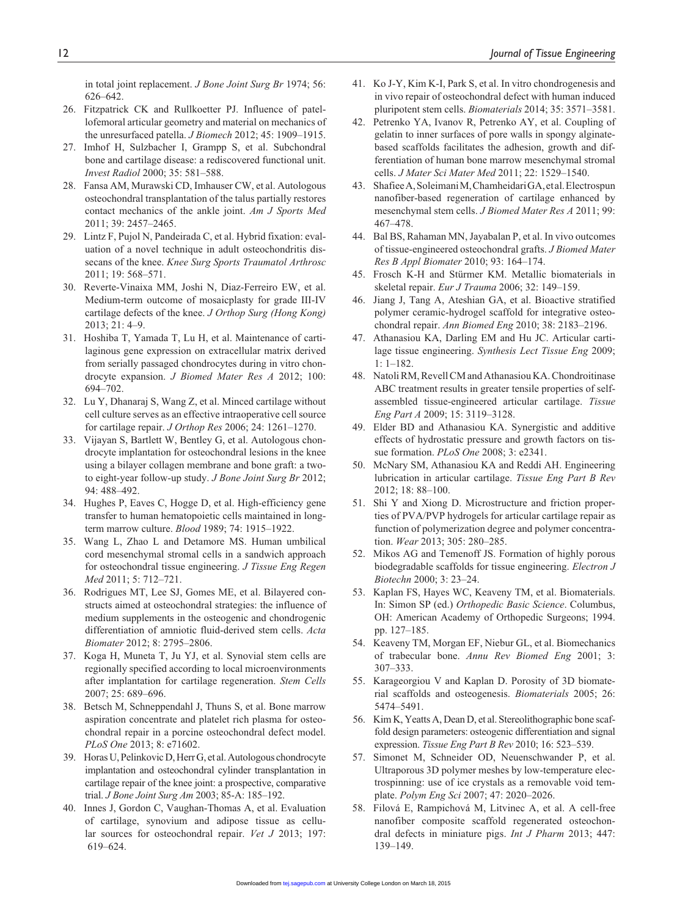in total joint replacement. *J Bone Joint Surg Br* 1974; 56: 626–642.

26. Fitzpatrick CK and Rullkoetter PJ. Influence of patellofemoral articular geometry and material on mechanics of the unresurfaced patella. *J Biomech* 2012; 45: 1909–1915.
27. Imhof H, Sulzbacher I, Grampp S, et al. Subchondral bone and cartilage disease: a rediscovered functional unit. *Invest Radiol* 2000; 35: 581–588.
28. Fansa AM, Murawski CD, Imhauser CW, et al. Autologous osteochondral transplantation of the talus partially restores contact mechanics of the ankle joint. *Am J Sports Med* 2011; 39: 2457–2465.
29. Lintz F, Pujol N, Pandeirada C, et al. Hybrid fixation: evaluation of a novel technique in adult osteochondritis dissecans of the knee. *Knee Surg Sports Traumatol Arthrosc* 2011; 19: 568–571.
30. Reverte-Vinaixa MM, Joshi N, Diaz-Ferreiro EW, et al. Medium-term outcome of mosaicplasty for grade III-IV cartilage defects of the knee. *J Orthop Surg (Hong Kong)* 2013; 21: 4–9.
31. Hoshiba T, Yamada T, Lu H, et al. Maintenance of cartilaginous gene expression on extracellular matrix derived from serially passaged chondrocytes during in vitro chondrocyte expansion. *J Biomed Mater Res A* 2012; 100: 694–702.
32. Lu Y, Dhanaraj S, Wang Z, et al. Minced cartilage without cell culture serves as an effective intraoperative cell source for cartilage repair. *J Orthop Res* 2006; 24: 1261–1270.
33. Vijayan S, Bartlett W, Bentley G, et al. Autologous chondrocyte implantation for osteochondral lesions in the knee using a bilayer collagen membrane and bone graft: a two- to eight-year follow-up study. *J Bone Joint Surg Br* 2012; 94: 488–492.
34. Hughes P, Eaves C, Hogge D, et al. High-efficiency gene transfer to human hematopoietic cells maintained in long-term marrow culture. *Blood* 1989; 74: 1915–1922.
35. Wang L, Zhao L and Detamore MS. Human umbilical cord mesenchymal stromal cells in a sandwich approach for osteochondral tissue engineering. *J Tissue Eng Regen Med* 2011; 5: 712–721.
36. Rodrigues MT, Lee SJ, Gomes ME, et al. Bilayered constructs aimed at osteochondral strategies: the influence of medium supplements in the osteogenic and chondrogenic differentiation of amniotic fluid-derived stem cells. *Acta Biomater* 2012; 8: 2795–2806.
37. Koga H, Muneta T, Ju YJ, et al. Synovial stem cells are regionally specified according to local microenvironments after implantation for cartilage regeneration. *Stem Cells* 2007; 25: 689–696.
38. Betsch M, Schneppendahl J, Thuns S, et al. Bone marrow aspiration concentrate and platelet rich plasma for osteochondral repair in a porcine osteochondral defect model. *PLoS One* 2013; 8: e71602.
39. Horas U, Pelinkovic D, Herr G, et al. Autologous chondrocyte implantation and osteochondral cylinder transplantation in cartilage repair of the knee joint: a prospective, comparative trial. *J Bone Joint Surg Am* 2003; 85-A: 185–192.
40. Innes J, Gordon C, Vaughan-Thomas A, et al. Evaluation of cartilage, synovium and adipose tissue as cellular sources for osteochondral repair. *Vet J* 2013; 197: 619–624.
41. Ko J-Y, Kim K-I, Park S, et al. In vitro chondrogenesis and in vivo repair of osteochondral defect with human induced pluripotent stem cells. *Biomaterials* 2014; 35: 3571–3581.
42. Petrenko YA, Ivanov R, Petrenko AY, et al. Coupling of gelatin to inner surfaces of pore walls in spongy alginate-based scaffolds facilitates the adhesion, growth and differentiation of human bone marrow mesenchymal stromal cells. *J Mater Sci Mater Med* 2011; 22: 1529–1540.
43. Shafiee A, Soleimani M, Chamheidari GA, et al. Electrospun nanofiber-based regeneration of cartilage enhanced by mesenchymal stem cells. *J Biomed Mater Res A* 2011; 99: 467–478.
44. Bal BS, Rahaman MN, Jayabalan P, et al. In vivo outcomes of tissue-engineered osteochondral grafts. *J Biomed Mater Res B Appl Biomater* 2010; 93: 164–174.
45. Frosch K-H and Stürmer KM. Metallic biomaterials in skeletal repair. *Eur J Trauma* 2006; 32: 149–159.
46. Jiang J, Tang A, Ateshian GA, et al. Bioactive stratified polymer ceramic-hydrogel scaffold for integrative osteochondral repair. *Ann Biomed Eng* 2010; 38: 2183–2196.
47. Athanasiou KA, Darling EM and Hu JC. Articular cartilage tissue engineering. *Synthesis Lect Tissue Eng* 2009; 1: 1–182.
48. Natoli RM, Revell CM and Athanasiou KA. Chondroitinase ABC treatment results in greater tensile properties of self-assembled tissue-engineered articular cartilage. *Tissue Eng Part A* 2009; 15: 3119–3128.
49. Elder BD and Athanasiou KA. Synergistic and additive effects of hydrostatic pressure and growth factors on tissue formation. *PLoS One* 2008; 3: e2341.
50. McNary SM, Athanasiou KA and Reddi AH. Engineering lubrication in articular cartilage. *Tissue Eng Part B Rev* 2012; 18: 88–100.
51. Shi Y and Xiong D. Microstructure and friction properties of PVA/PVP hydrogels for articular cartilage repair as function of polymerization degree and polymer concentration. *Wear* 2013; 305: 280–285.
52. Mikos AG and Temenoff JS. Formation of highly porous biodegradable scaffolds for tissue engineering. *Electron J Biotechn* 2000; 3: 23–24.
53. Kaplan FS, Hayes WC, Keaveny TM, et al. Biomaterials. In: Simon SP (ed.) *Orthopedic Basic Science*. Columbus, OH: American Academy of Orthopedic Surgeons; 1994. pp. 127–185.
54. Keaveny TM, Morgan EF, Niebur GL, et al. Biomechanics of trabecular bone. *Annu Rev Biomed Eng* 2001; 3: 307–333.
55. Karageorgiou V and Kaplan D. Porosity of 3D biomaterial scaffolds and osteogenesis. *Biomaterials* 2005; 26: 5474–5491.
56. Kim K, Yeatts A, Dean D, et al. Stereolithographic bone scaffold design parameters: osteogenic differentiation and signal expression. *Tissue Eng Part B Rev* 2010; 16: 523–539.
57. Simonet M, Schneider OD, Neuenschwander P, et al. Ultraporous 3D polymer meshes by low-temperature electrospinning: use of ice crystals as a removable void template. *Polym Eng Sci* 2007; 47: 2020–2026.
58. Filová E, Rampichová M, Litvinec A, et al. A cell-free nanofiber composite scaffold regenerated osteochondral defects in miniature pigs. *Int J Pharm* 2013; 447: 139–149.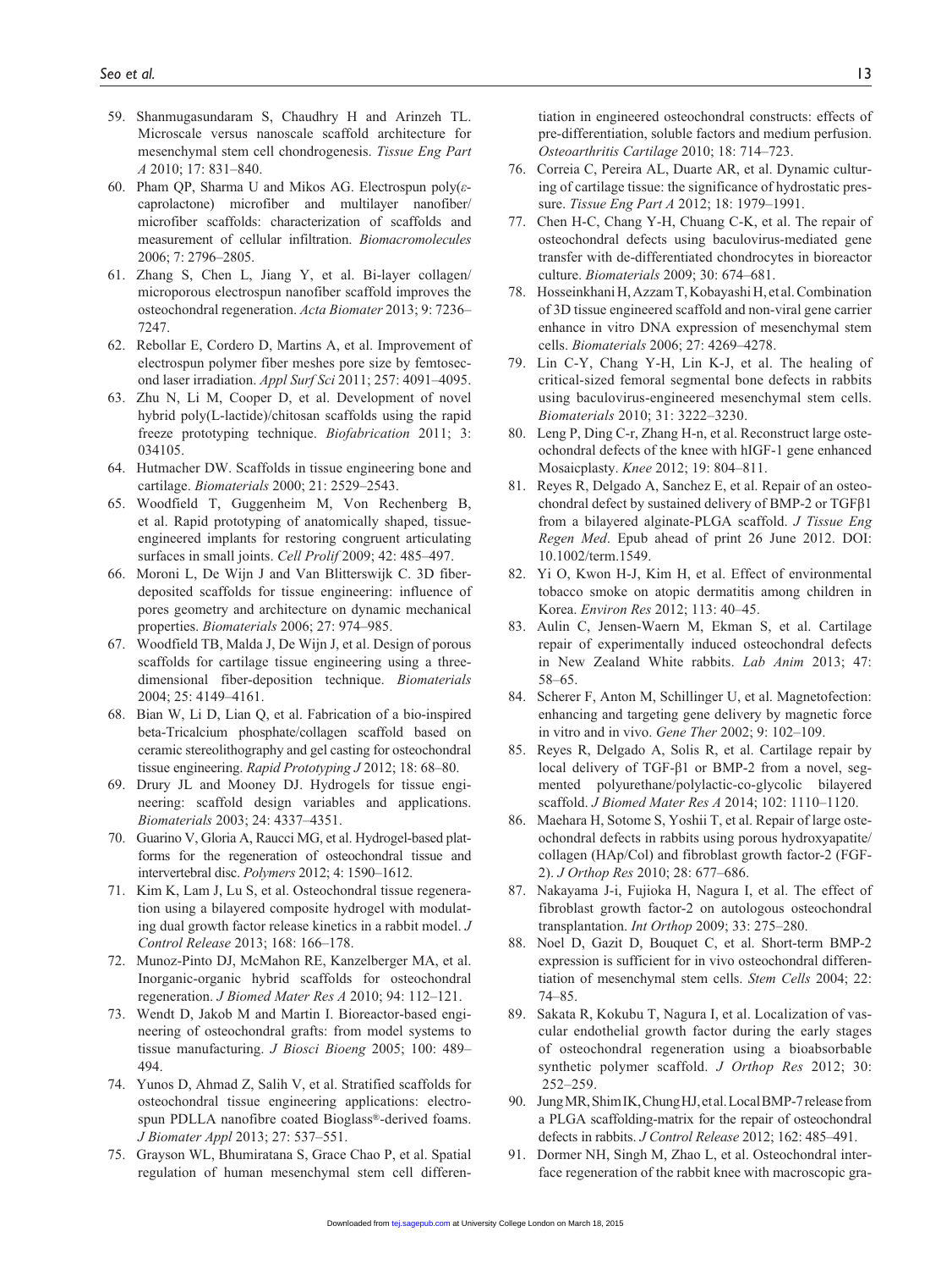59. Shanmugasundaram S, Chaudhry H and Arinzeh TL. Microscale versus nanoscale scaffold architecture for mesenchymal stem cell chondrogenesis. *Tissue Eng Part A* 2010; 17: 831–840.
60. Pham QP, Sharma U and Mikos AG. Electrospun poly(ε-caprolactone) microfiber and multilayer nanofiber/microfiber scaffolds: characterization of scaffolds and measurement of cellular infiltration. *Biomacromolecules* 2006; 7: 2796–2805.
61. Zhang S, Chen L, Jiang Y, et al. Bi-layer collagen/microporous electrospun nanofiber scaffold improves the osteochondral regeneration. *Acta Biomater* 2013; 9: 7236–7247.
62. Rebollar E, Cordero D, Martins A, et al. Improvement of electrospun polymer fiber meshes pore size by femtosecond laser irradiation. *Appl Surf Sci* 2011; 257: 4091–4095.
63. Zhu N, Li M, Cooper D, et al. Development of novel hybrid poly(L-lactide)/chitosan scaffolds using the rapid freeze prototyping technique. *Biofabrication* 2011; 3: 034105.
64. Hutmacher DW. Scaffolds in tissue engineering bone and cartilage. *Biomaterials* 2000; 21: 2529–2543.
65. Woodfield T, Guggenheim M, Von Rechenberg B, et al. Rapid prototyping of anatomically shaped, tissue-engineered implants for restoring congruent articulating surfaces in small joints. *Cell Prolif* 2009; 42: 485–497.
66. Moroni L, De Wijn J and Van Blitterswijk C. 3D fiber-deposited scaffolds for tissue engineering: influence of pores geometry and architecture on dynamic mechanical properties. *Biomaterials* 2006; 27: 974–985.
67. Woodfield TB, Malda J, De Wijn J, et al. Design of porous scaffolds for cartilage tissue engineering using a three-dimensional fiber-deposition technique. *Biomaterials* 2004; 25: 4149–4161.
68. Bian W, Li D, Lian Q, et al. Fabrication of a bio-inspired beta-Tricalcium phosphate/collagen scaffold based on ceramic stereolithography and gel casting for osteochondral tissue engineering. *Rapid Prototyping J* 2012; 18: 68–80.
69. Drury JL and Mooney DJ. Hydrogels for tissue engineering: scaffold design variables and applications. *Biomaterials* 2003; 24: 4337–4351.
70. Guarino V, Gloria A, Raucci MG, et al. Hydrogel-based platforms for the regeneration of osteochondral tissue and intervertebral disc. *Polymers* 2012; 4: 1590–1612.
71. Kim K, Lam J, Lu S, et al. Osteochondral tissue regeneration using a bilayered composite hydrogel with modulating dual growth factor release kinetics in a rabbit model. *J Control Release* 2013; 168: 166–178.
72. Munoz-Pinto DJ, McMahon RE, Kanzelberger MA, et al. Inorganic-organic hybrid scaffolds for osteochondral regeneration. *J Biomed Mater Res A* 2010; 94: 112–121.
73. Wendt D, Jakob M and Martin I. Bioreactor-based engineering of osteochondral grafts: from model systems to tissue manufacturing. *J Biosci Bioeng* 2005; 100: 489–494.
74. Yunos D, Ahmad Z, Salih V, et al. Stratified scaffolds for osteochondral tissue engineering applications: electrospun PDLLA nanofibre coated Bioglass®-derived foams. *J Biomater Appl* 2013; 27: 537–551.
75. Grayson WL, Bhumiratana S, Grace Chao P, et al. Spatial regulation of human mesenchymal stem cell differentiation in engineered osteochondral constructs: effects of pre-differentiation, soluble factors and medium perfusion. *Osteoarthritis Cartilage* 2010; 18: 714–723.
76. Correia C, Pereira AL, Duarte AR, et al. Dynamic culturing of cartilage tissue: the significance of hydrostatic pressure. *Tissue Eng Part A* 2012; 18: 1979–1991.
77. Chen H-C, Chang Y-H, Chuang C-K, et al. The repair of osteochondral defects using baculovirus-mediated gene transfer with de-differentiated chondrocytes in bioreactor culture. *Biomaterials* 2009; 30: 674–681.
78. Hosseinkhani H, Azzam T, Kobayashi H, et al. Combination of 3D tissue engineered scaffold and non-viral gene carrier enhance in vitro DNA expression of mesenchymal stem cells. *Biomaterials* 2006; 27: 4269–4278.
79. Lin C-Y, Chang Y-H, Lin K-J, et al. The healing of critical-sized femoral segmental bone defects in rabbits using baculovirus-engineered mesenchymal stem cells. *Biomaterials* 2010; 31: 3222–3230.
80. Leng P, Ding C-r, Zhang H-n, et al. Reconstruct large osteochondral defects of the knee with hIGF-1 gene enhanced Mosaicplasty. *Knee* 2012; 19: 804–811.
81. Reyes R, Delgado A, Sanchez E, et al. Repair of an osteochondral defect by sustained delivery of BMP-2 or TGFβ1 from a bilayered alginate-PLGA scaffold. *J Tissue Eng Regen Med*. Epub ahead of print 26 June 2012. DOI: 10.1002/term.1549.
82. Yi O, Kwon H-J, Kim H, et al. Effect of environmental tobacco smoke on atopic dermatitis among children in Korea. *Environ Res* 2012; 113: 40–45.
83. Aulin C, Jensen-Waern M, Ekman S, et al. Cartilage repair of experimentally induced osteochondral defects in New Zealand White rabbits. *Lab Anim* 2013; 47: 58–65.
84. Scherer F, Anton M, Schillinger U, et al. Magnetofection: enhancing and targeting gene delivery by magnetic force in vitro and in vivo. *Gene Ther* 2002; 9: 102–109.
85. Reyes R, Delgado A, Solis R, et al. Cartilage repair by local delivery of TGF-β1 or BMP-2 from a novel, segmented polyurethane/polylactic-co-glycolic bilayered scaffold. *J Biomed Mater Res A* 2014; 102: 1110–1120.
86. Maehara H, Sotome S, Yoshii T, et al. Repair of large osteochondral defects in rabbits using porous hydroxyapatite/collagen (HAp/Col) and fibroblast growth factor-2 (FGF-2). *J Orthop Res* 2010; 28: 677–686.
87. Nakayama J-i, Fujioka H, Nagura I, et al. The effect of fibroblast growth factor-2 on autologous osteochondral transplantation. *Int Orthop* 2009; 33: 275–280.
88. Noel D, Gazit D, Bouquet C, et al. Short-term BMP-2 expression is sufficient for in vivo osteochondral differentiation of mesenchymal stem cells. *Stem Cells* 2004; 22: 74–85.
89. Sakata R, Kokubu T, Nagura I, et al. Localization of vascular endothelial growth factor during the early stages of osteochondral regeneration using a bioabsorbable synthetic polymer scaffold. *J Orthop Res* 2012; 30: 252–259.
90. Jung MR, Shim IK, Chung HJ, et al. Local BMP-7 release from a PLGA scaffolding-matrix for the repair of osteochondral defects in rabbits. *J Control Release* 2012; 162: 485–491.
91. Dormer NH, Singh M, Zhao L, et al. Osteochondral interface regeneration of the rabbit knee with macroscopic gra-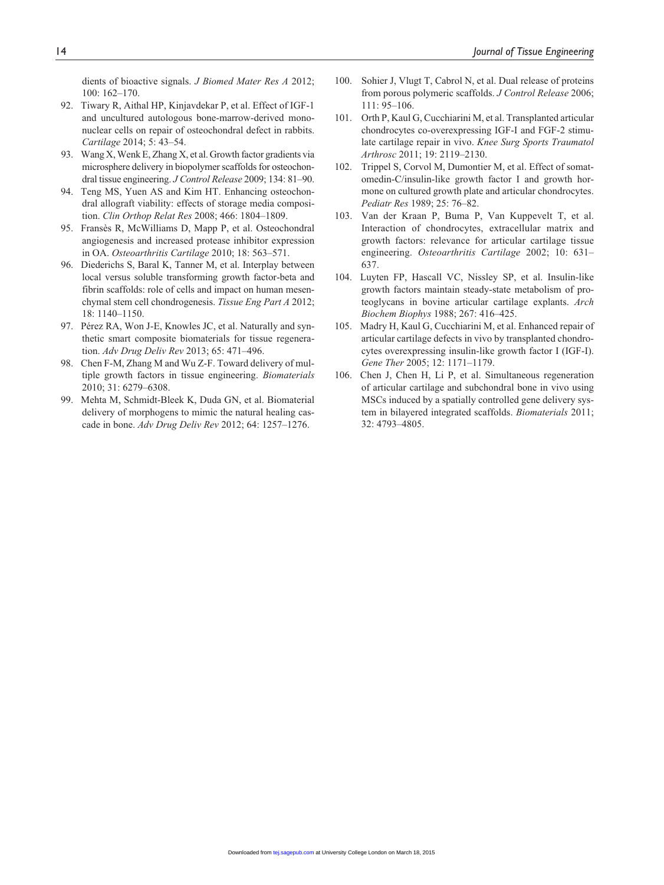dients of bioactive signals. *J Biomed Mater Res A* 2012; 100: 162–170.

92. Tiwary R, Aithal HP, Kinjavdekar P, et al. Effect of IGF-1 and uncultured autologous bone-marrow-derived mononuclear cells on repair of osteochondral defect in rabbits. *Cartilage* 2014; 5: 43–54.
93. Wang X, Wenk E, Zhang X, et al. Growth factor gradients via microsphere delivery in biopolymer scaffolds for osteochondral tissue engineering. *J Control Release* 2009; 134: 81–90.
94. Teng MS, Yuen AS and Kim HT. Enhancing osteochondral allograft viability: effects of storage media composition. *Clin Orthop Relat Res* 2008; 466: 1804–1809.
95. Fransès R, McWilliams D, Mapp P, et al. Osteochondral angiogenesis and increased protease inhibitor expression in OA. *Osteoarthritis Cartilage* 2010; 18: 563–571.
96. Diederichs S, Baral K, Tanner M, et al. Interplay between local versus soluble transforming growth factor-beta and fibrin scaffolds: role of cells and impact on human mesenchymal stem cell chondrogenesis. *Tissue Eng Part A* 2012; 18: 1140–1150.
97. Pérez RA, Won J-E, Knowles JC, et al. Naturally and synthetic smart composite biomaterials for tissue regeneration. *Adv Drug Deliv Rev* 2013; 65: 471–496.
98. Chen F-M, Zhang M and Wu Z-F. Toward delivery of multiple growth factors in tissue engineering. *Biomaterials* 2010; 31: 6279–6308.
99. Mehta M, Schmidt-Bleek K, Duda GN, et al. Biomaterial delivery of morphogens to mimic the natural healing cascade in bone. *Adv Drug Deliv Rev* 2012; 64: 1257–1276.
100. Sohier J, Vlugt T, Cabrol N, et al. Dual release of proteins from porous polymeric scaffolds. *J Control Release* 2006; 111: 95–106.
101. Orth P, Kaul G, Cucchiarini M, et al. Transplanted articular chondrocytes co-overexpressing IGF-I and FGF-2 stimulate cartilage repair in vivo. *Knee Surg Sports Traumatol Arthrosc* 2011; 19: 2119–2130.
102. Trippel S, Corvol M, Dumontier M, et al. Effect of somatomedin-C/insulin-like growth factor I and growth hormone on cultured growth plate and articular chondrocytes. *Pediatr Res* 1989; 25: 76–82.
103. Van der Kraan P, Buma P, Van Kuppevelt T, et al. Interaction of chondrocytes, extracellular matrix and growth factors: relevance for articular cartilage tissue engineering. *Osteoarthritis Cartilage* 2002; 10: 631–637.
104. Luyten FP, Hascall VC, Nissley SP, et al. Insulin-like growth factors maintain steady-state metabolism of proteoglycans in bovine articular cartilage explants. *Arch Biochem Biophys* 1988; 267: 416–425.
105. Madry H, Kaul G, Cucchiarini M, et al. Enhanced repair of articular cartilage defects in vivo by transplanted chondrocytes overexpressing insulin-like growth factor I (IGF-I). *Gene Ther* 2005; 12: 1171–1179.
106. Chen J, Chen H, Li P, et al. Simultaneous regeneration of articular cartilage and subchondral bone in vivo using MSCs induced by a spatially controlled gene delivery system in bilayered integrated scaffolds. *Biomaterials* 2011; 32: 4793–4805.